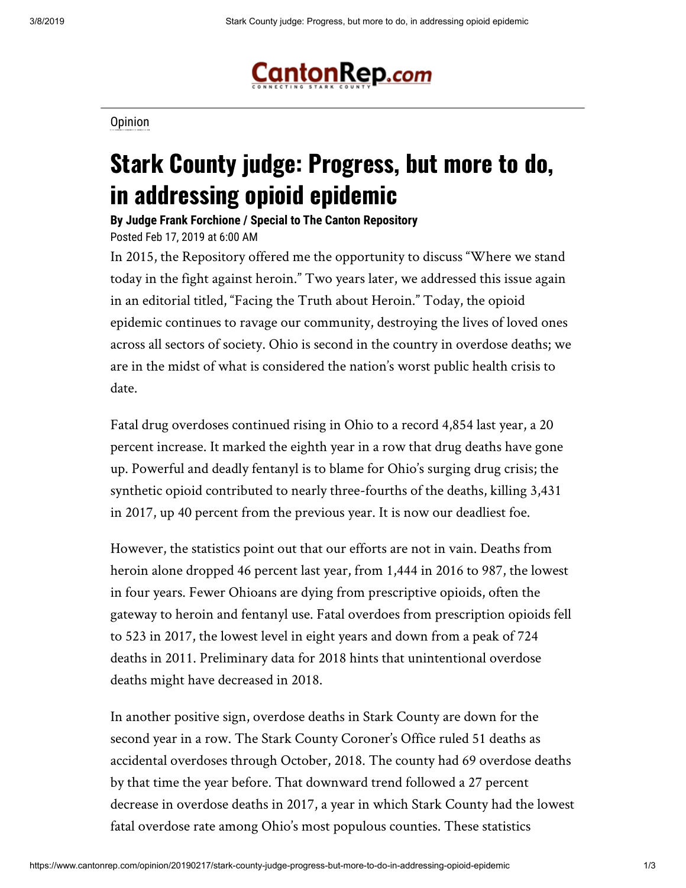Opinion

# Stark County judge: Progress, but more to do, in addressing opioid epidemic

**By Judge Frank Forchione / Special to The Canton Repository**

Posted Feb 17, 2019 at 6:00 AM

In 2015, the Repository offered me the opportunity to discuss "Where we stand today in the fight against heroin." Two years later, we addressed this issue again in an editorial titled, "Facing the Truth about Heroin." Today, the opioid epidemic continues to ravage our community, destroying the lives of loved ones across all sectors of society. Ohio is second in the country in overdose deaths; we are in the midst of what is considered the nation's worst public health crisis to date.

Fatal drug overdoses continued rising in Ohio to a record 4,854 last year, a 20 percent increase. It marked the eighth year in a row that drug deaths have gone up. Powerful and deadly fentanyl is to blame for Ohio's surging drug crisis; the synthetic opioid contributed to nearly three-fourths of the deaths, killing 3,431 in 2017, up 40 percent from the previous year. It is now our deadliest foe.

However, the statistics point out that our efforts are not in vain. Deaths from heroin alone dropped 46 percent last year, from 1,444 in 2016 to 987, the lowest in four years. Fewer Ohioans are dying from prescriptive opioids, often the gateway to heroin and fentanyl use. Fatal overdoes from prescription opioids fell to 523 in 2017, the lowest level in eight years and down from a peak of 724 deaths in 2011. Preliminary data for 2018 hints that unintentional overdose deaths might have decreased in 2018.

In another positive sign, overdose deaths in Stark County are down for the second year in a row. The Stark County Coroner's Office ruled 51 deaths as accidental overdoses through October, 2018. The county had 69 overdose deaths by that time the year before. That downward trend followed a 27 percent decrease in overdose deaths in 2017, a year in which Stark County had the lowest fatal overdose rate among Ohio's most populous counties. These statistics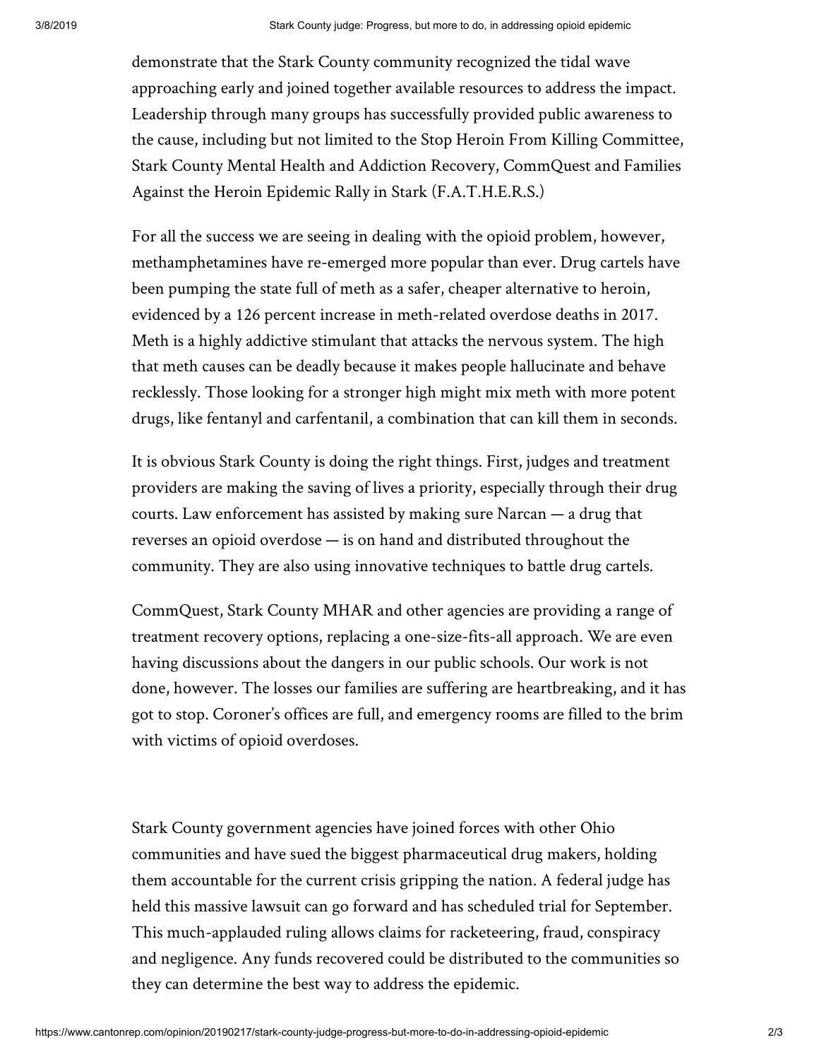demonstrate that the Stark County community recognized the tidal wave approaching early and joined together available resources to address the impact. Leadership through many groups has successfully provided public awareness to the cause, including but not limited to the Stop Heroin From Killing Committee, Stark County Mental Health and Addiction Recovery, CommQuest and Families Against the Heroin Epidemic Rally in Stark (F.A.T.H.E.R.S.)

For all the success we are seeing in dealing with the opioid problem, however, methamphetamines have re-emerged more popular than ever. Drug cartels have been pumping the state full of meth as a safer, cheaper alternative to heroin, evidenced by a 126 percent increase in meth-related overdose deaths in 2017. Meth is a highly addictive stimulant that attacks the nervous system. The high that meth causes can be deadly because it makes people hallucinate and behave recklessly. Those looking for a stronger high might mix meth with more potent drugs, like fentanyl and carfentanil, a combination that can kill them in seconds.

It is obvious Stark County is doing the right things. First, judges and treatment providers are making the saving of lives a priority, especially through their drug courts. Law enforcement has assisted by making sure Narcan — a drug that reverses an opioid overdose — is on hand and distributed throughout the community. They are also using innovative techniques to battle drug cartels.

CommQuest, Stark County MHAR and other agencies are providing a range of treatment recovery options, replacing a one-size-fits-all approach. We are even having discussions about the dangers in our public schools. Our work is not done, however. The losses our families are suffering are heartbreaking, and it has got to stop. Coroner's offices are full, and emergency rooms are filled to the brim with victims of opioid overdoses.

Stark County government agencies have joined forces with other Ohio communities and have sued the biggest pharmaceutical drug makers, holding them accountable for the current crisis gripping the nation. A federal judge has held this massive lawsuit can go forward and has scheduled trial for September. This much-applauded ruling allows claims for racketeering, fraud, conspiracy and negligence. Any funds recovered could be distributed to the communities so they can determine the best way to address the epidemic.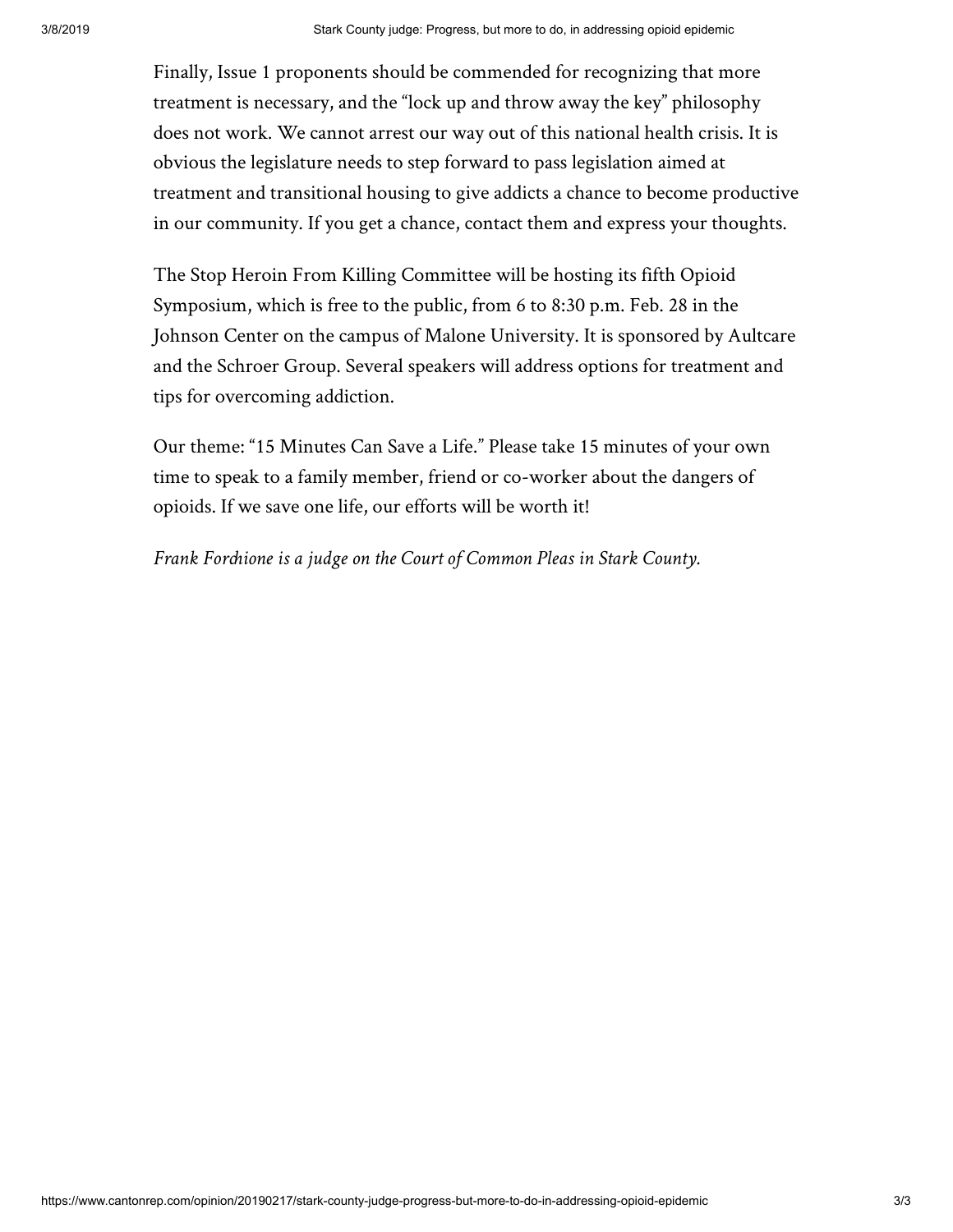Finally, Issue 1 proponents should be commended for recognizing that more treatment is necessary, and the "lock up and throw away the key" philosophy does not work. We cannot arrest our way out of this national health crisis. It is obvious the legislature needs to step forward to pass legislation aimed at treatment and transitional housing to give addicts a chance to become productive in our community. If you get a chance, contact them and express your thoughts.

The Stop Heroin From Killing Committee will be hosting its fifth Opioid Symposium, which is free to the public, from 6 to 8:30 p.m. Feb. 28 in the Johnson Center on the campus of Malone University. It is sponsored by Aultcare and the Schroer Group. Several speakers will address options for treatment and tips for overcoming addiction.

Our theme: "15 Minutes Can Save a Life." Please take 15 minutes of your own time to speak to a family member, friend or co-worker about the dangers of opioids. If we save one life, our efforts will be worth it!

*Frank Forchione is a judge on the Court of Common Pleas in Stark County.*